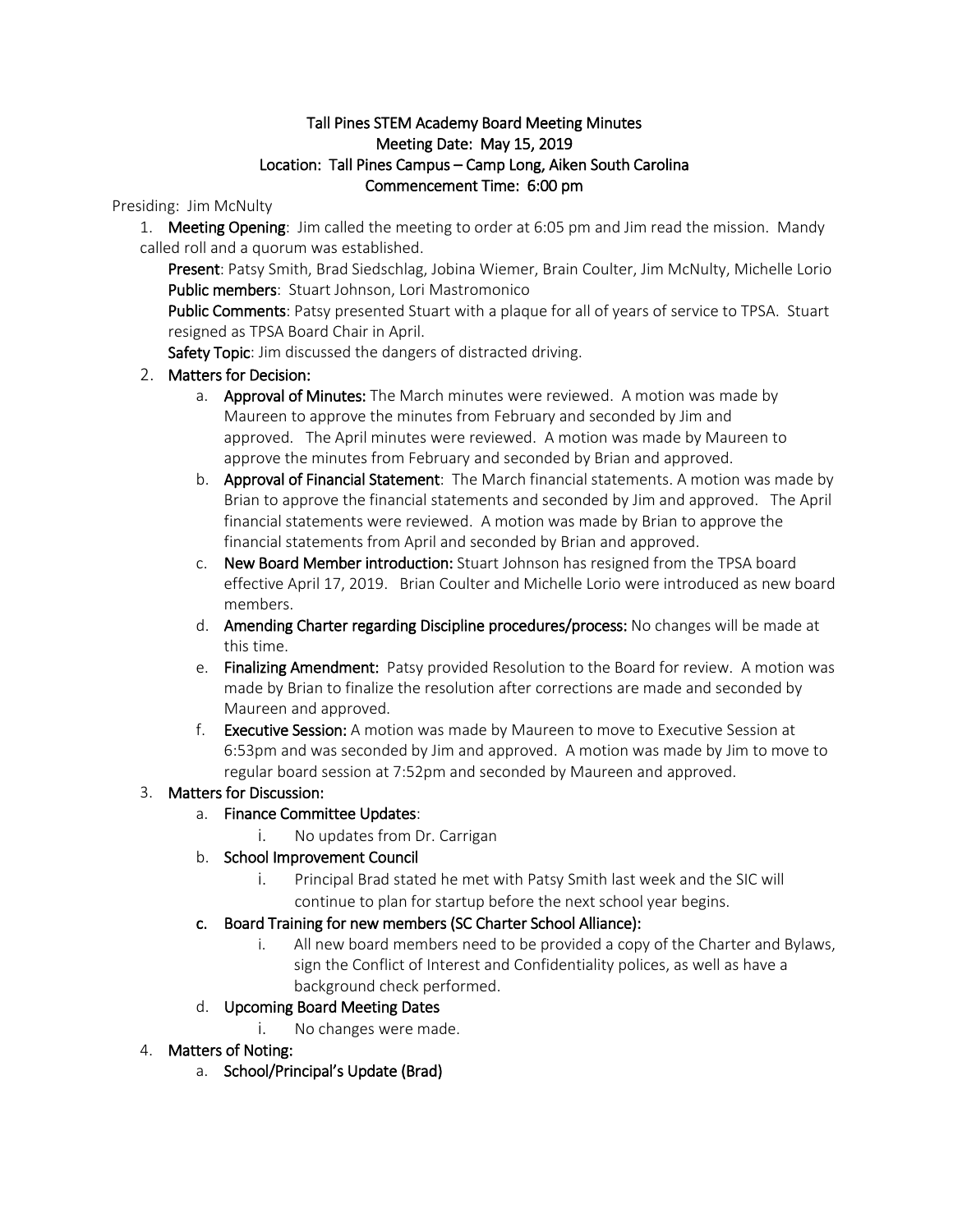**Tall Pines STEM Academy Board Meeting Minutes**
**Meeting Date: May 15, 2019**
**Location: Tall Pines Campus – Camp Long, Aiken South Carolina**
**Commencement Time: 6:00 pm**

Presiding: Jim McNulty

1. **Meeting Opening**: Jim called the meeting to order at 6:05 pm and Jim read the mission. Mandy called roll and a quorum was established.

   **Present**: Patsy Smith, Brad Siedschlag, Jobina Wiemer, Brain Coulter, Jim McNulty, Michelle Lorio
   **Public members**: Stuart Johnson, Lori Mastromonico
   **Public Comments**: Patsy presented Stuart with a plaque for all of years of service to TPSA. Stuart resigned as TPSA Board Chair in April.
   **Safety Topic**: Jim discussed the dangers of distracted driving.

2. **Matters for Decision:**
   a. **Approval of Minutes:** The March minutes were reviewed. A motion was made by Maureen to approve the minutes from February and seconded by Jim and approved. The April minutes were reviewed. A motion was made by Maureen to approve the minutes from February and seconded by Brian and approved.
   b. **Approval of Financial Statement**: The March financial statements. A motion was made by Brian to approve the financial statements and seconded by Jim and approved. The April financial statements were reviewed. A motion was made by Brian to approve the financial statements from April and seconded by Brian and approved.
   c. **New Board Member introduction:** Stuart Johnson has resigned from the TPSA board effective April 17, 2019. Brian Coulter and Michelle Lorio were introduced as new board members.
   d. **Amending Charter regarding Discipline procedures/process:** No changes will be made at this time.
   e. **Finalizing Amendment:** Patsy provided Resolution to the Board for review. A motion was made by Brian to finalize the resolution after corrections are made and seconded by Maureen and approved.
   f. **Executive Session:** A motion was made by Maureen to move to Executive Session at 6:53pm and was seconded by Jim and approved. A motion was made by Jim to move to regular board session at 7:52pm and seconded by Maureen and approved.

3. **Matters for Discussion:**
   a. **Finance Committee Updates**:
      i. No updates from Dr. Carrigan
   b. **School Improvement Council**
      i. Principal Brad stated he met with Patsy Smith last week and the SIC will continue to plan for startup before the next school year begins.
   c. **Board Training for new members (SC Charter School Alliance):**
      i. All new board members need to be provided a copy of the Charter and Bylaws, sign the Conflict of Interest and Confidentiality polices, as well as have a background check performed.
   d. **Upcoming Board Meeting Dates**
      i. No changes were made.

4. **Matters of Noting:**
   a. **School/Principal's Update (Brad)**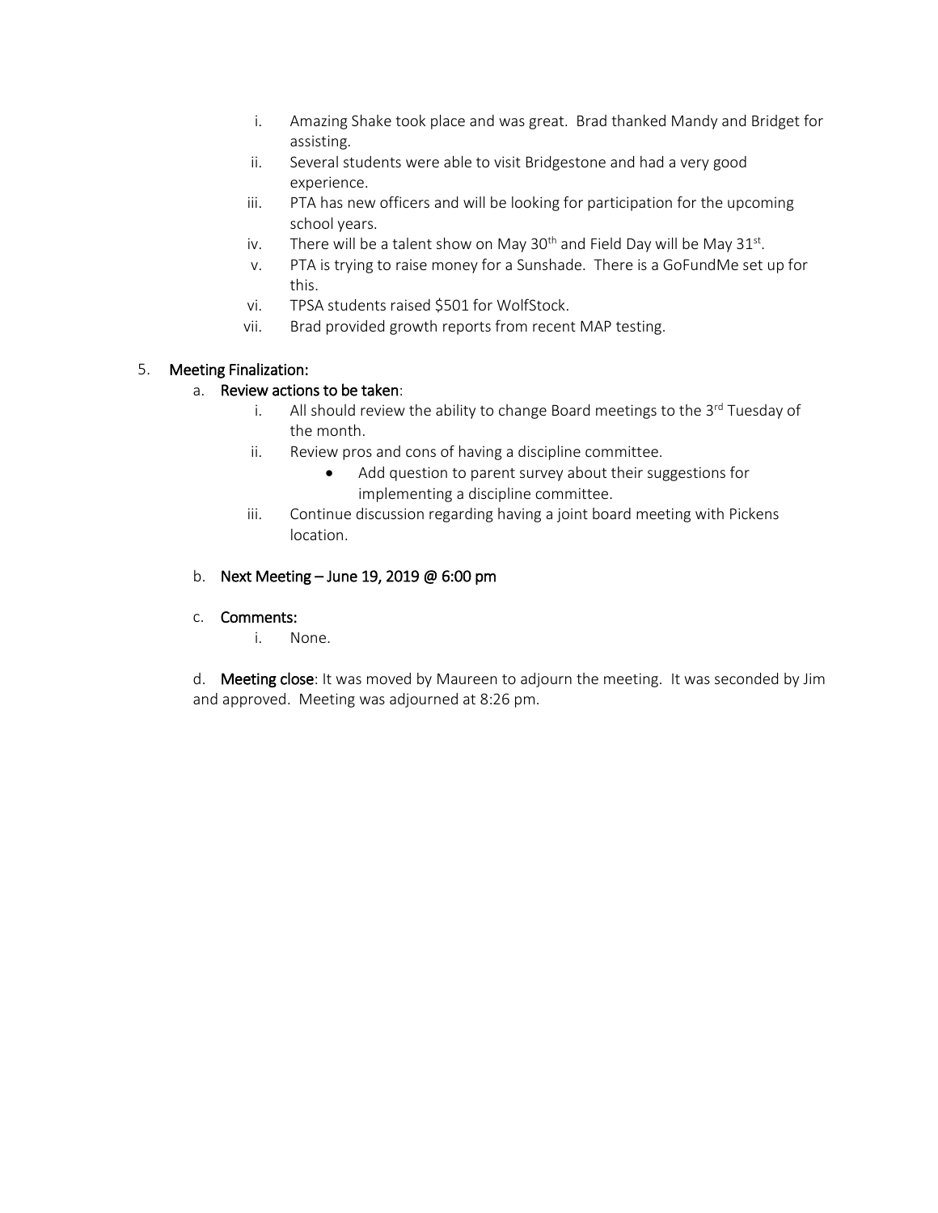i. Amazing Shake took place and was great. Brad thanked Mandy and Bridget for assisting.
ii. Several students were able to visit Bridgestone and had a very good experience.
iii. PTA has new officers and will be looking for participation for the upcoming school years.
iv. There will be a talent show on May 30th and Field Day will be May 31st.
v. PTA is trying to raise money for a Sunshade. There is a GoFundMe set up for this.
vi. TPSA students raised $501 for WolfStock.
vii. Brad provided growth reports from recent MAP testing.

5. **Meeting Finalization:**

a. **Review actions to be taken**:

i. All should review the ability to change Board meetings to the 3rd Tuesday of the month.
ii. Review pros and cons of having a discipline committee.
   - Add question to parent survey about their suggestions for implementing a discipline committee.
iii. Continue discussion regarding having a joint board meeting with Pickens location.

b. **Next Meeting – June 19, 2019 @ 6:00 pm**

c. **Comments:**

i. None.

d. **Meeting close**: It was moved by Maureen to adjourn the meeting. It was seconded by Jim and approved. Meeting was adjourned at 8:26 pm.